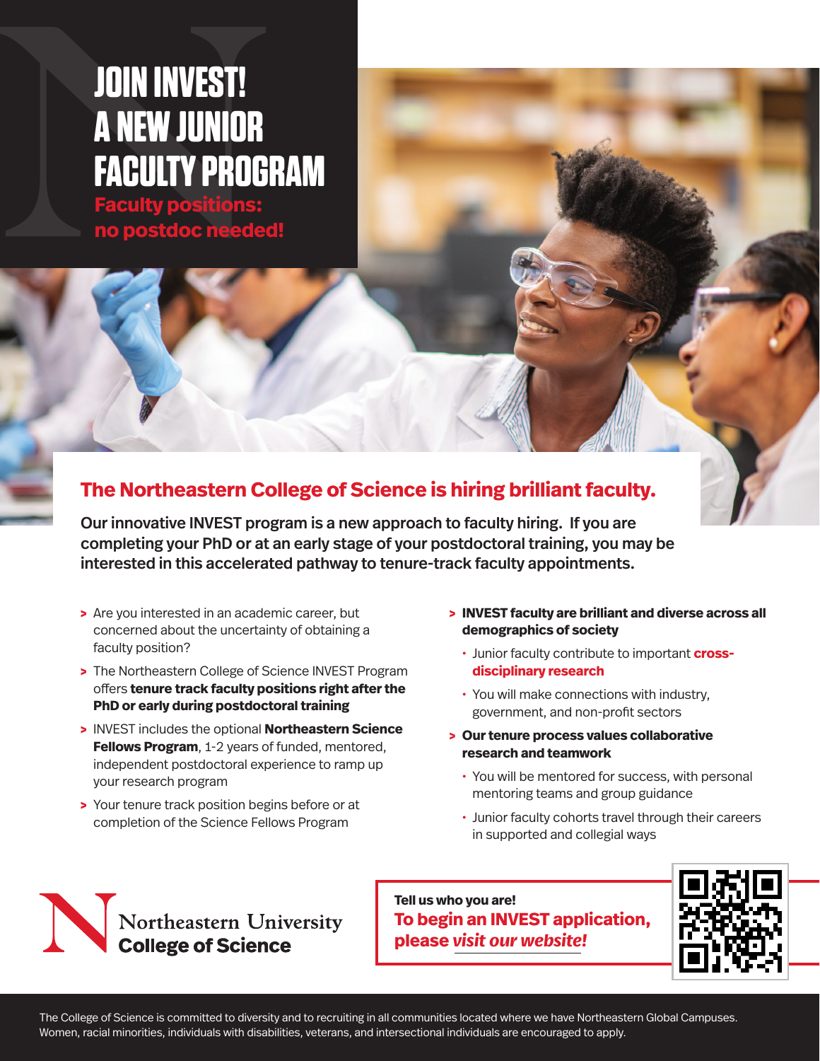# JOIN INVEST! A NEW JUNIOR FACULTY PROGRAM

**Faculty positions: no postdoc needed!**

## The Northeastern College of Science is hiring brilliant faculty.

**Our innovative INVEST program is a new approach to faculty hiring. If you are completing your PhD or at an early stage of your postdoctoral training, you may be interested in this accelerated pathway to tenure-track faculty appointments.**

- Are you interested in an academic career, but concerned about the uncertainty of obtaining a faculty position?
- The Northeastern College of Science INVEST Program offers **tenure track faculty positions right after the PhD or early during postdoctoral training**
- INVEST includes the optional **Northeastern Science Fellows Program**, 1-2 years of funded, mentored, independent postdoctoral experience to ramp up your research program
- Your tenure track position begins before or at completion of the Science Fellows Program

- **INVEST faculty are brilliant and diverse across all demographics of society**
  - Junior faculty contribute to important **cross-disciplinary research**
  - You will make connections with industry, government, and non-profit sectors
- **Our tenure process values collaborative research and teamwork**
  - You will be mentored for success, with personal mentoring teams and group guidance
  - Junior faculty cohorts travel through their careers in supported and collegial ways

Northeastern University
**College of Science**

**Tell us who you are!**
**To begin an INVEST application, please *visit our website!***

The College of Science is committed to diversity and to recruiting in all communities located where we have Northeastern Global Campuses. Women, racial minorities, individuals with disabilities, veterans, and intersectional individuals are encouraged to apply.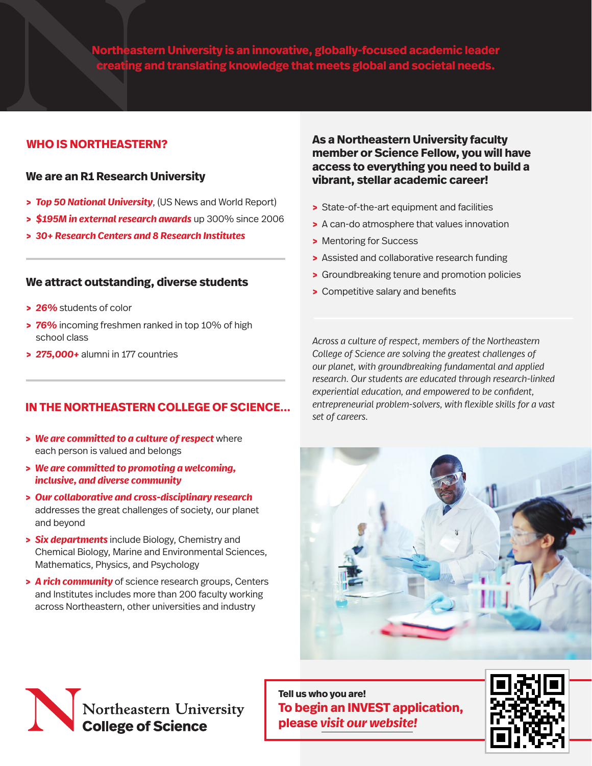**Northeastern University is an innovative, globally-focused academic leader creating and translating knowledge that meets global and societal needs.**

## WHO IS NORTHEASTERN?

### We are an R1 Research University

- ***Top 50 National University***, (US News and World Report)
- ***$195M in external research awards*** up 300% since 2006
- ***30+ Research Centers and 8 Research Institutes***

### We attract outstanding, diverse students

- ***26%*** students of color
- ***76%*** incoming freshmen ranked in top 10% of high school class
- ***275,000+*** alumni in 177 countries

## IN THE NORTHEASTERN COLLEGE OF SCIENCE...

- ***We are committed to a culture of respect*** where each person is valued and belongs
- ***We are committed to promoting a welcoming, inclusive, and diverse community***
- ***Our collaborative and cross-disciplinary research*** addresses the great challenges of society, our planet and beyond
- ***Six departments*** include Biology, Chemistry and Chemical Biology, Marine and Environmental Sciences, Mathematics, Physics, and Psychology
- ***A rich community*** of science research groups, Centers and Institutes includes more than 200 faculty working across Northeastern, other universities and industry

### As a Northeastern University faculty member or Science Fellow, you will have access to everything you need to build a vibrant, stellar academic career!

- State-of-the-art equipment and facilities
- A can-do atmosphere that values innovation
- Mentoring for Success
- Assisted and collaborative research funding
- Groundbreaking tenure and promotion policies
- Competitive salary and benefits

*Across a culture of respect, members of the Northeastern College of Science are solving the greatest challenges of our planet, with groundbreaking fundamental and applied research. Our students are educated through research-linked experiential education, and empowered to be confident, entrepreneurial problem-solvers, with flexible skills for a vast set of careers.*

Northeastern University
College of Science

**Tell us who you are!**

**To begin an INVEST application, please *visit our website!***